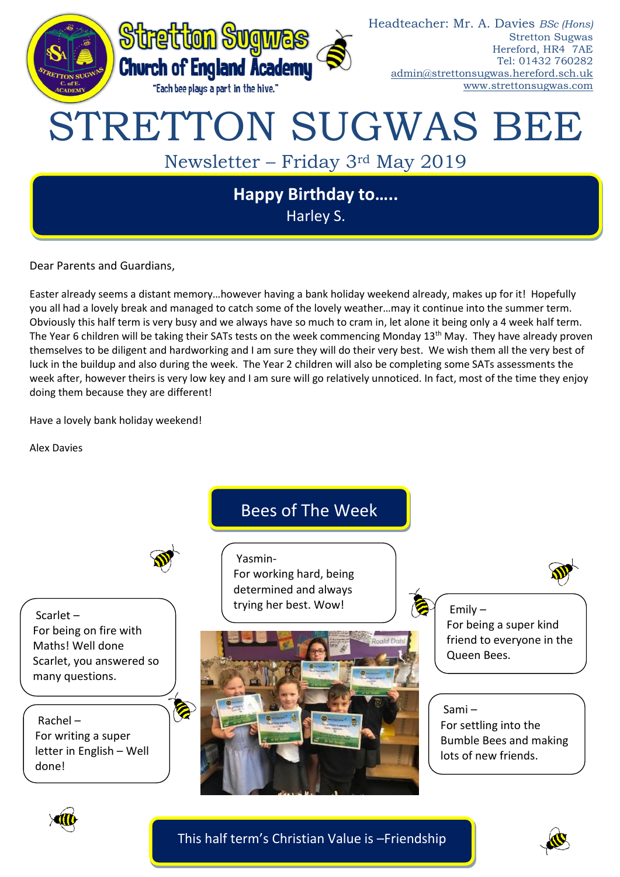Stretton Sugwas Church of England Academy

"Each bee plays a part in the hive."

Headteacher: Mr. A. Davies *BSc (Hons)*
Stretton Sugwas
Hereford, HR4 7AE
Tel: 01432 760282
admin@strettonsugwas.hereford.sch.uk
www.strettonsugwas.com

# STRETTON SUGWAS BEE

## Newsletter – Friday 3rd May 2019

**Happy Birthday to…..**
Harley S.

Dear Parents and Guardians,

Easter already seems a distant memory…however having a bank holiday weekend already, makes up for it! Hopefully you all had a lovely break and managed to catch some of the lovely weather…may it continue into the summer term. Obviously this half term is very busy and we always have so much to cram in, let alone it being only a 4 week half term. The Year 6 children will be taking their SATs tests on the week commencing Monday 13th May. They have already proven themselves to be diligent and hardworking and I am sure they will do their very best. We wish them all the very best of luck in the buildup and also during the week. The Year 2 children will also be completing some SATs assessments the week after, however theirs is very low key and I am sure will go relatively unnoticed. In fact, most of the time they enjoy doing them because they are different!

Have a lovely bank holiday weekend!

Alex Davies

## Bees of The Week

Yasmin- For working hard, being determined and always trying her best. Wow!

Scarlet – For being on fire with Maths! Well done Scarlet, you answered so many questions.

Rachel – For writing a super letter in English – Well done!

Emily – For being a super kind friend to everyone in the Queen Bees.

Sami – For settling into the Bumble Bees and making lots of new friends.

This half term's Christian Value is –Friendship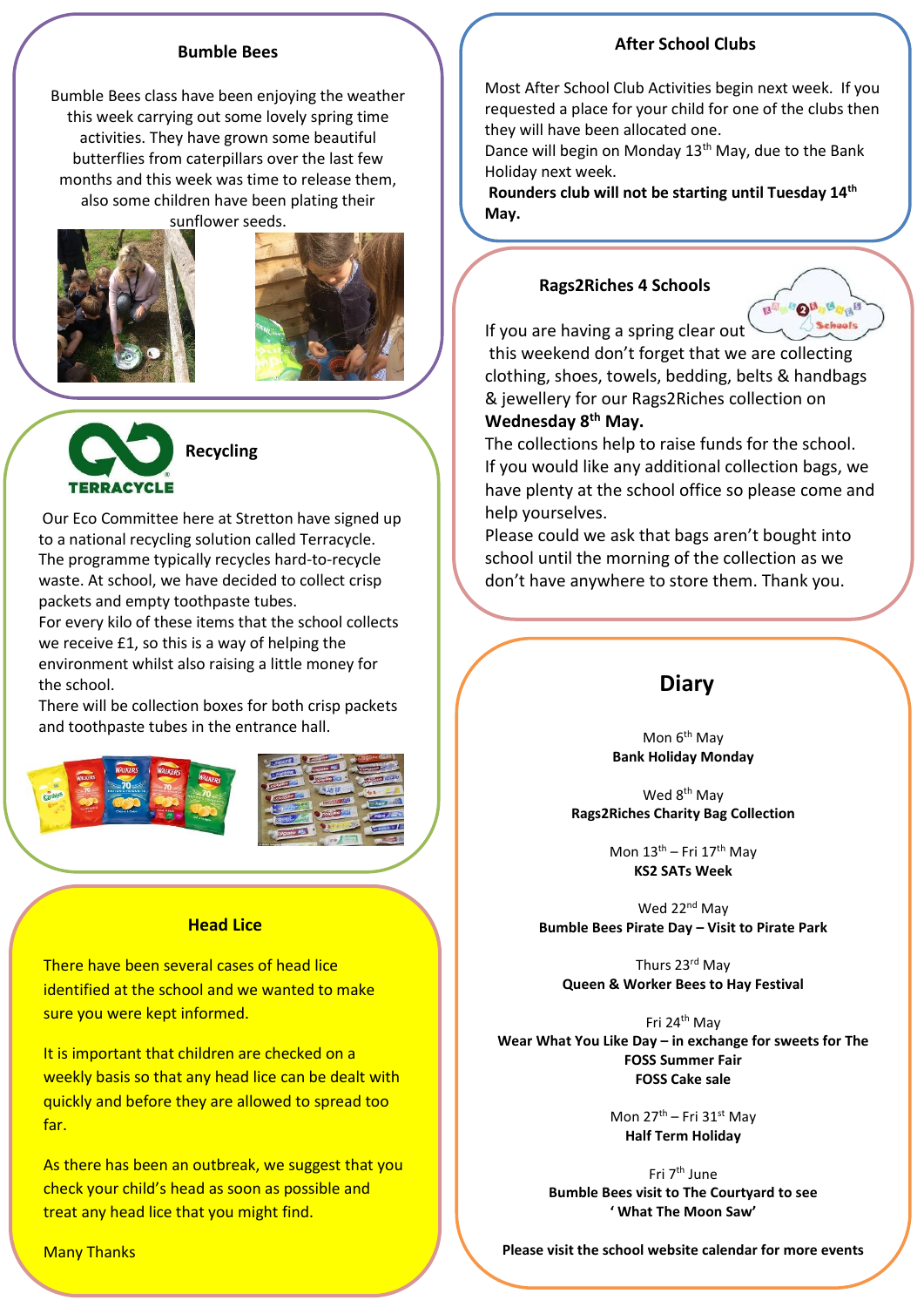## Bumble Bees

Bumble Bees class have been enjoying the weather this week carrying out some lovely spring time activities. They have grown some beautiful butterflies from caterpillars over the last few months and this week was time to release them, also some children have been plating their sunflower seeds.

## Recycling

Our Eco Committee here at Stretton have signed up to a national recycling solution called Terracycle. The programme typically recycles hard-to-recycle waste. At school, we have decided to collect crisp packets and empty toothpaste tubes.

For every kilo of these items that the school collects we receive £1, so this is a way of helping the environment whilst also raising a little money for the school.

There will be collection boxes for both crisp packets and toothpaste tubes in the entrance hall.

## Head Lice

There have been several cases of head lice identified at the school and we wanted to make sure you were kept informed.

It is important that children are checked on a weekly basis so that any head lice can be dealt with quickly and before they are allowed to spread too far.

As there has been an outbreak, we suggest that you check your child's head as soon as possible and treat any head lice that you might find.

Many Thanks

## After School Clubs

Most After School Club Activities begin next week. If you requested a place for your child for one of the clubs then they will have been allocated one.

Dance will begin on Monday 13th May, due to the Bank Holiday next week.

**Rounders club will not be starting until Tuesday 14th May.**

## Rags2Riches 4 Schools

If you are having a spring clear out this weekend don't forget that we are collecting clothing, shoes, towels, bedding, belts & handbags & jewellery for our Rags2Riches collection on **Wednesday 8th May.**

The collections help to raise funds for the school. If you would like any additional collection bags, we have plenty at the school office so please come and help yourselves.

Please could we ask that bags aren't bought into school until the morning of the collection as we don't have anywhere to store them. Thank you.

# Diary

Mon 6th May
**Bank Holiday Monday**

Wed 8th May
**Rags2Riches Charity Bag Collection**

Mon 13th – Fri 17th May
**KS2 SATs Week**

Wed 22nd May
**Bumble Bees Pirate Day – Visit to Pirate Park**

Thurs 23rd May
**Queen & Worker Bees to Hay Festival**

Fri 24th May
**Wear What You Like Day – in exchange for sweets for The FOSS Summer Fair**
**FOSS Cake sale**

Mon 27th – Fri 31st May
**Half Term Holiday**

Fri 7th June
**Bumble Bees visit to The Courtyard to see ' What The Moon Saw'**

**Please visit the school website calendar for more events**